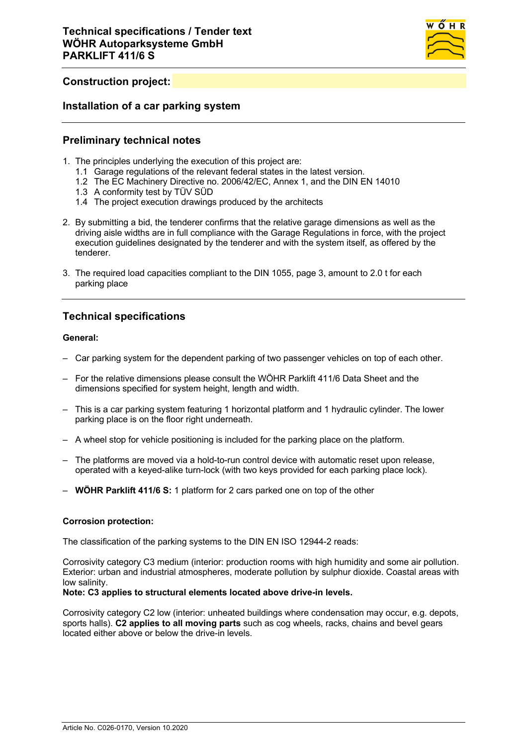**Technical specifications / Tender text**
**WÖHR Autoparksysteme GmbH**
**PARKLIFT 411/6 S**

## Construction project:

## Installation of a car parking system

## Preliminary technical notes

1. The principles underlying the execution of this project are:
   1.1 Garage regulations of the relevant federal states in the latest version.
   1.2 The EC Machinery Directive no. 2006/42/EC, Annex 1, and the DIN EN 14010
   1.3 A conformity test by TÜV SÜD
   1.4 The project execution drawings produced by the architects

2. By submitting a bid, the tenderer confirms that the relative garage dimensions as well as the driving aisle widths are in full compliance with the Garage Regulations in force, with the project execution guidelines designated by the tenderer and with the system itself, as offered by the tenderer.

3. The required load capacities compliant to the DIN 1055, page 3, amount to 2.0 t for each parking place

## Technical specifications

**General:**

- Car parking system for the dependent parking of two passenger vehicles on top of each other.
- For the relative dimensions please consult the WÖHR Parklift 411/6 Data Sheet and the dimensions specified for system height, length and width.
- This is a car parking system featuring 1 horizontal platform and 1 hydraulic cylinder. The lower parking place is on the floor right underneath.
- A wheel stop for vehicle positioning is included for the parking place on the platform.
- The platforms are moved via a hold-to-run control device with automatic reset upon release, operated with a keyed-alike turn-lock (with two keys provided for each parking place lock).
- **WÖHR Parklift 411/6 S:** 1 platform for 2 cars parked one on top of the other

**Corrosion protection:**

The classification of the parking systems to the DIN EN ISO 12944-2 reads:

Corrosivity category C3 medium (interior: production rooms with high humidity and some air pollution. Exterior: urban and industrial atmospheres, moderate pollution by sulphur dioxide. Coastal areas with low salinity.
**Note: C3 applies to structural elements located above drive-in levels.**

Corrosivity category C2 low (interior: unheated buildings where condensation may occur, e.g. depots, sports halls). **C2 applies to all moving parts** such as cog wheels, racks, chains and bevel gears located either above or below the drive-in levels.

Article No. C026-0170, Version 10.2020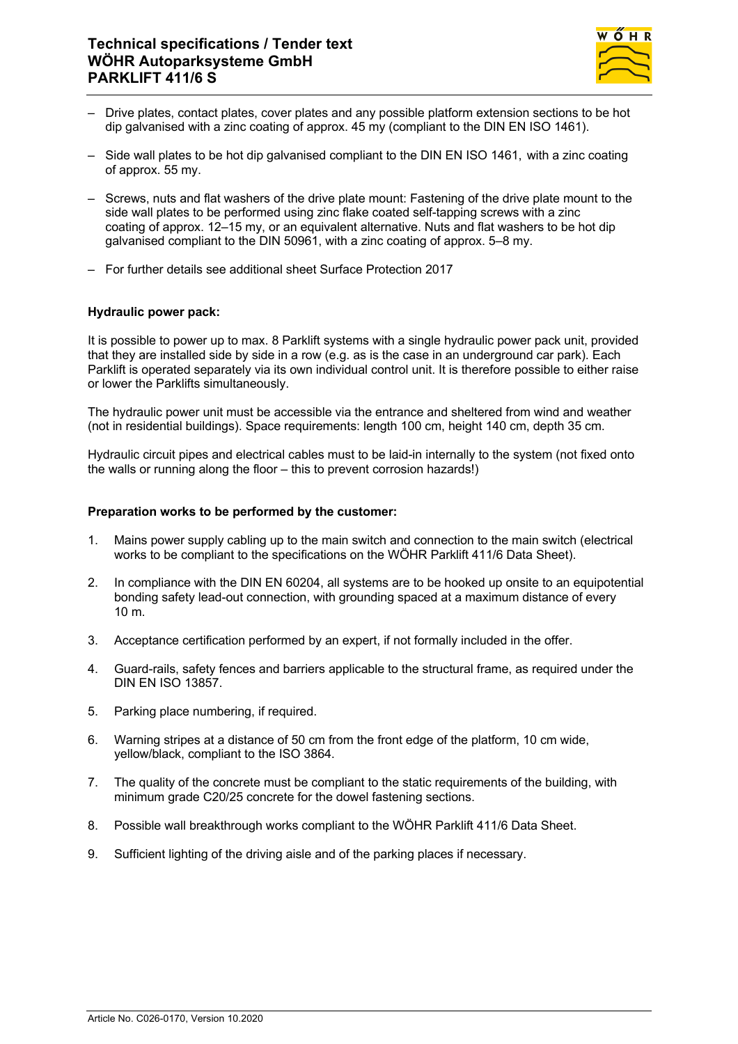- Drive plates, contact plates, cover plates and any possible platform extension sections to be hot dip galvanised with a zinc coating of approx. 45 my (compliant to the DIN EN ISO 1461).
- Side wall plates to be hot dip galvanised compliant to the DIN EN ISO 1461, with a zinc coating of approx. 55 my.
- Screws, nuts and flat washers of the drive plate mount: Fastening of the drive plate mount to the side wall plates to be performed using zinc flake coated self-tapping screws with a zinc coating of approx. 12–15 my, or an equivalent alternative. Nuts and flat washers to be hot dip galvanised compliant to the DIN 50961, with a zinc coating of approx. 5–8 my.
- For further details see additional sheet Surface Protection 2017

**Hydraulic power pack:**

It is possible to power up to max. 8 Parklift systems with a single hydraulic power pack unit, provided that they are installed side by side in a row (e.g. as is the case in an underground car park). Each Parklift is operated separately via its own individual control unit. It is therefore possible to either raise or lower the Parklifts simultaneously.

The hydraulic power unit must be accessible via the entrance and sheltered from wind and weather (not in residential buildings). Space requirements: length 100 cm, height 140 cm, depth 35 cm.

Hydraulic circuit pipes and electrical cables must to be laid-in internally to the system (not fixed onto the walls or running along the floor – this to prevent corrosion hazards!)

**Preparation works to be performed by the customer:**

1. Mains power supply cabling up to the main switch and connection to the main switch (electrical works to be compliant to the specifications on the WÖHR Parklift 411/6 Data Sheet).
2. In compliance with the DIN EN 60204, all systems are to be hooked up onsite to an equipotential bonding safety lead-out connection, with grounding spaced at a maximum distance of every 10 m.
3. Acceptance certification performed by an expert, if not formally included in the offer.
4. Guard-rails, safety fences and barriers applicable to the structural frame, as required under the DIN EN ISO 13857.
5. Parking place numbering, if required.
6. Warning stripes at a distance of 50 cm from the front edge of the platform, 10 cm wide, yellow/black, compliant to the ISO 3864.
7. The quality of the concrete must be compliant to the static requirements of the building, with minimum grade C20/25 concrete for the dowel fastening sections.
8. Possible wall breakthrough works compliant to the WÖHR Parklift 411/6 Data Sheet.
9. Sufficient lighting of the driving aisle and of the parking places if necessary.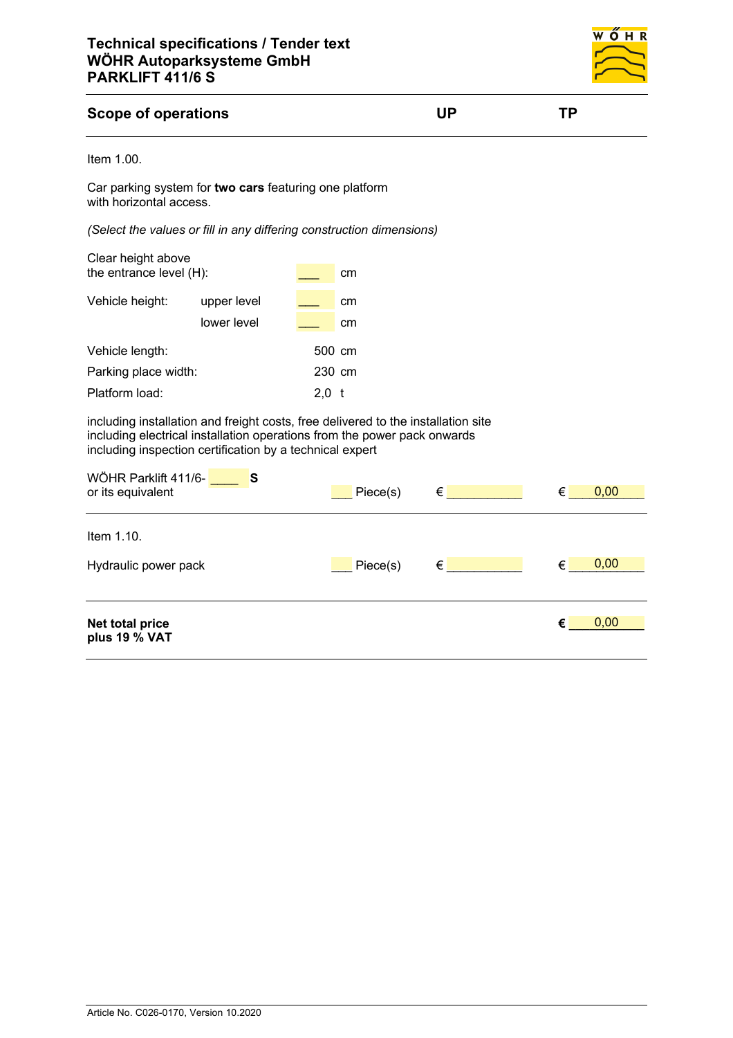# Technical specifications / Tender text
**WÖHR Autoparksysteme GmbH**
**PARKLIFT 411/6 S**

| Scope of operations | | UP | TP |
|---|---|---|---|
| Item 1.00. | | | |
| Car parking system for **two cars** featuring one platform with horizontal access. | | | |
| *(Select the values or fill in any differing construction dimensions)* | | | |
| Clear height above the entrance level (H): ___ cm | | | |
| Vehicle height: upper level ___ cm | | | |
| lower level ___ cm | | | |
| Vehicle length: 500 cm | | | |
| Parking place width: 230 cm | | | |
| Platform load: 2,0 t | | | |
| including installation and freight costs, free delivered to the installation site<br>including electrical installation operations from the power pack onwards<br>including inspection certification by a technical expert | | | |
| WÖHR Parklift 411/6- ____ **S**<br>or its equivalent | ___ Piece(s) | € ___________ | € 0,00 |
| Item 1.10. | | | |
| Hydraulic power pack | ___ Piece(s) | € ___________ | € 0,00 |
| **Net total price**<br>**plus 19 % VAT** | | | **€ 0,00** |

Article No. C026-0170, Version 10.2020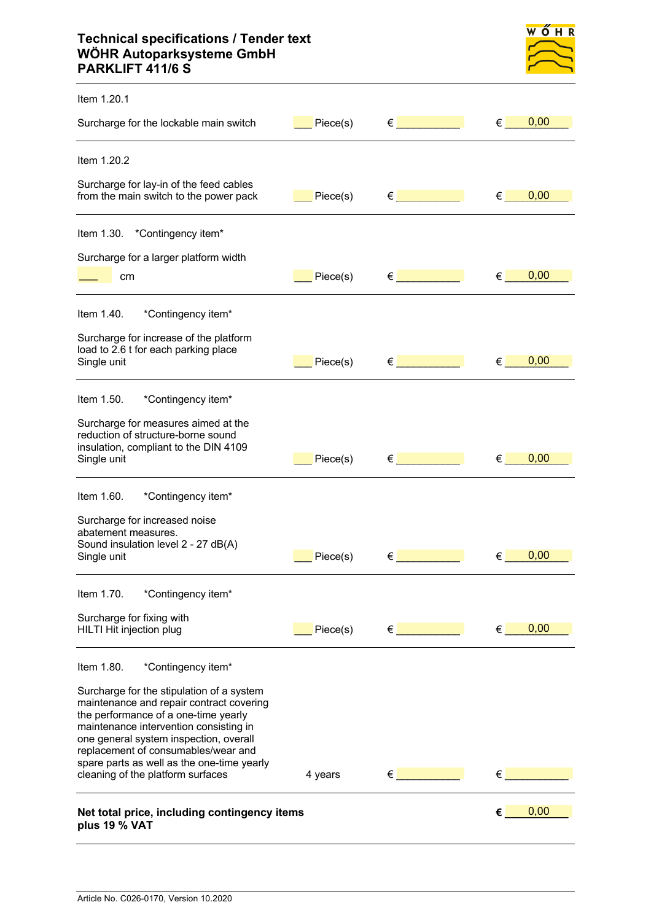Item 1.20.1

| | | | |
|---|---|---|---|
| Surcharge for the lockable main switch | ___ Piece(s) | € ___________ | € 0,00 |

Item 1.20.2

| | | | |
|---|---|---|---|
| Surcharge for lay-in of the feed cables from the main switch to the power pack | ___ Piece(s) | € ___________ | € 0,00 |

Item 1.30. *Contingency item*

| | | | |
|---|---|---|---|
| Surcharge for a larger platform width ____ cm | ___ Piece(s) | € ___________ | € 0,00 |

Item 1.40. *Contingency item*

| | | | |
|---|---|---|---|
| Surcharge for increase of the platform load to 2.6 t for each parking place Single unit | ___ Piece(s) | € ___________ | € 0,00 |

Item 1.50. *Contingency item*

| | | | |
|---|---|---|---|
| Surcharge for measures aimed at the reduction of structure-borne sound insulation, compliant to the DIN 4109 Single unit | ___ Piece(s) | € ___________ | € 0,00 |

Item 1.60. *Contingency item*

| | | | |
|---|---|---|---|
| Surcharge for increased noise abatement measures. Sound insulation level 2 - 27 dB(A) Single unit | ___ Piece(s) | € ___________ | € 0,00 |

Item 1.70. *Contingency item*

| | | | |
|---|---|---|---|
| Surcharge for fixing with HILTI Hit injection plug | ___ Piece(s) | € ___________ | € 0,00 |

Item 1.80. *Contingency item*

| | | | |
|---|---|---|---|
| Surcharge for the stipulation of a system maintenance and repair contract covering the performance of a one-time yearly maintenance intervention consisting in one general system inspection, overall replacement of consumables/wear and spare parts as well as the one-time yearly cleaning of the platform surfaces | 4 years | € ___________ | € ___________ |

**Net total price, including contingency items plus 19 % VAT** € 0,00

Article No. C026-0170, Version 10.2020